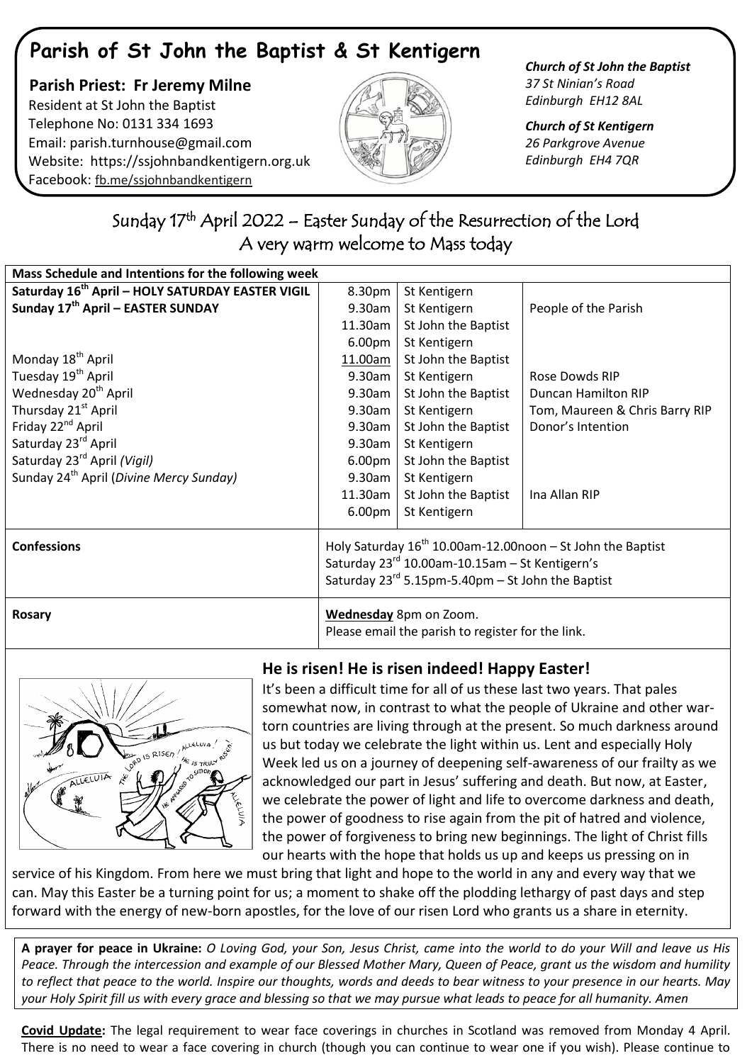# Parish of St John the Baptist & St Kentigern

**Parish Priest: Fr Jeremy Milne**
Resident at St John the Baptist
Telephone No: 0131 334 1693
Email: parish.turnhouse@gmail.com
Website: https://ssjohnbandkentigern.org.uk
Facebook: fb.me/ssjohnbandkentigern

***Church of St John the Baptist***
*37 St Ninian's Road*
*Edinburgh EH12 8AL*

***Church of St Kentigern***
*26 Parkgrove Avenue*
*Edinburgh EH4 7QR*

## Sunday 17th April 2022 – Easter Sunday of the Resurrection of the Lord
## A very warm welcome to Mass today

| **Mass Schedule and Intentions for the following week** | | | |
|---|---|---|---|
| **Saturday 16th April – HOLY SATURDAY EASTER VIGIL** | 8.30pm | St Kentigern | |
| **Sunday 17th April – EASTER SUNDAY** | 9.30am | St Kentigern | People of the Parish |
| | 11.30am | St John the Baptist | |
| | 6.00pm | St Kentigern | |
| Monday 18th April | 11.00am | St John the Baptist | |
| Tuesday 19th April | 9.30am | St Kentigern | Rose Dowds RIP |
| Wednesday 20th April | 9.30am | St John the Baptist | Duncan Hamilton RIP |
| Thursday 21st April | 9.30am | St Kentigern | Tom, Maureen & Chris Barry RIP |
| Friday 22nd April | 9.30am | St John the Baptist | Donor's Intention |
| Saturday 23rd April | 9.30am | St Kentigern | |
| Saturday 23rd April *(Vigil)* | 6.00pm | St John the Baptist | |
| Sunday 24th April (*Divine Mercy Sunday)* | 9.30am | St Kentigern | |
| | 11.30am | St John the Baptist | Ina Allan RIP |
| | 6.00pm | St Kentigern | |
| **Confessions** | Holy Saturday 16th 10.00am-12.00noon – St John the Baptist<br>Saturday 23rd 10.00am-10.15am – St Kentigern's<br>Saturday 23rd 5.15pm-5.40pm – St John the Baptist | | |
| **Rosary** | **Wednesday** 8pm on Zoom.<br>Please email the parish to register for the link. | | |

### He is risen! He is risen indeed! Happy Easter!

It's been a difficult time for all of us these last two years. That pales somewhat now, in contrast to what the people of Ukraine and other war-torn countries are living through at the present. So much darkness around us but today we celebrate the light within us. Lent and especially Holy Week led us on a journey of deepening self-awareness of our frailty as we acknowledged our part in Jesus' suffering and death. But now, at Easter, we celebrate the power of light and life to overcome darkness and death, the power of goodness to rise again from the pit of hatred and violence, the power of forgiveness to bring new beginnings. The light of Christ fills our hearts with the hope that holds us up and keeps us pressing on in service of his Kingdom. From here we must bring that light and hope to the world in any and every way that we can. May this Easter be a turning point for us; a moment to shake off the plodding lethargy of past days and step forward with the energy of new-born apostles, for the love of our risen Lord who grants us a share in eternity.

**A prayer for peace in Ukraine:** *O Loving God, your Son, Jesus Christ, came into the world to do your Will and leave us His Peace. Through the intercession and example of our Blessed Mother Mary, Queen of Peace, grant us the wisdom and humility to reflect that peace to the world. Inspire our thoughts, words and deeds to bear witness to your presence in our hearts. May your Holy Spirit fill us with every grace and blessing so that we may pursue what leads to peace for all humanity. Amen*

**Covid Update:** The legal requirement to wear face coverings in churches in Scotland was removed from Monday 4 April. There is no need to wear a face covering in church (though you can continue to wear one if you wish). Please continue to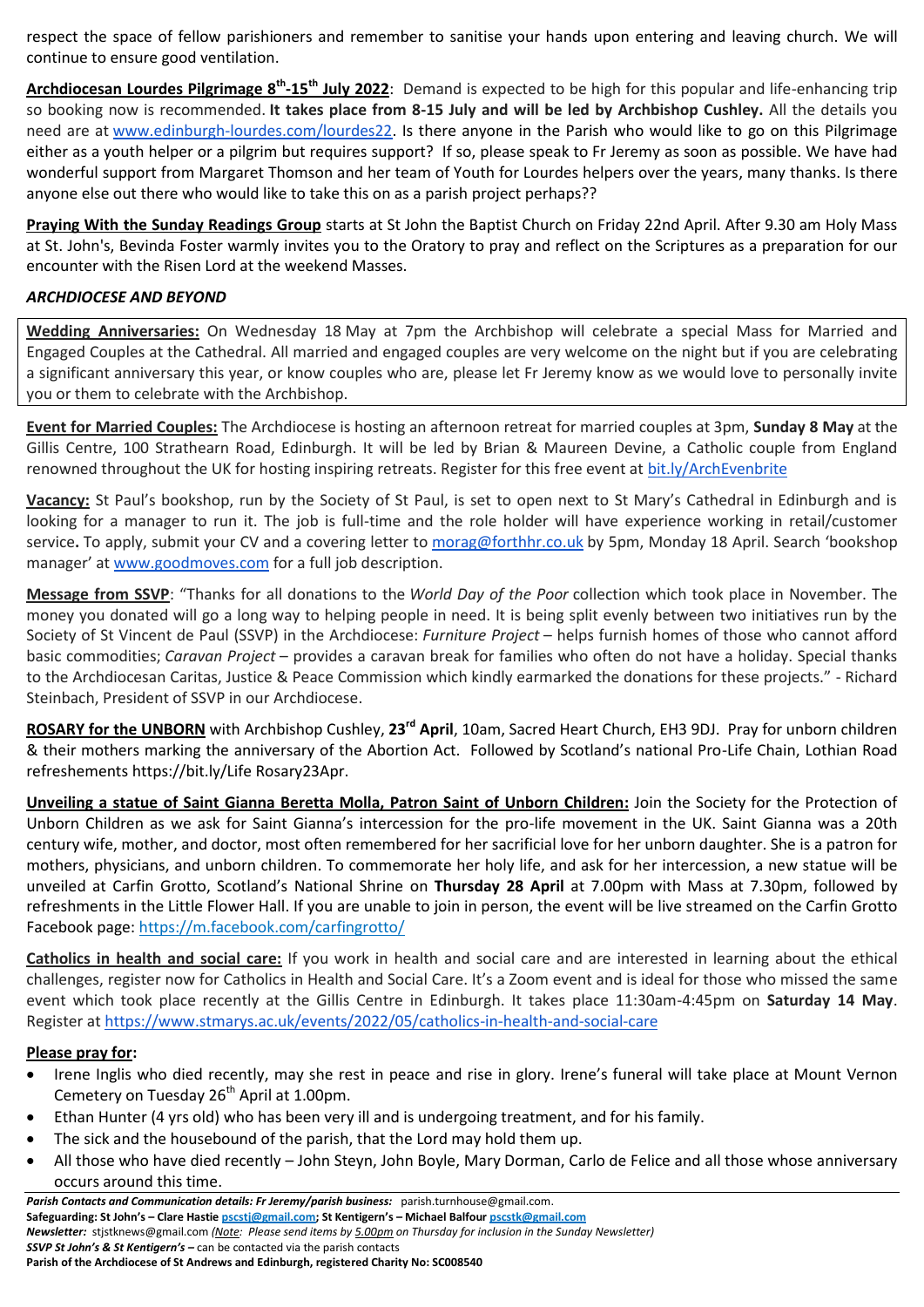respect the space of fellow parishioners and remember to sanitise your hands upon entering and leaving church. We will continue to ensure good ventilation.

**Archdiocesan Lourdes Pilgrimage 8th-15th July 2022**: Demand is expected to be high for this popular and life-enhancing trip so booking now is recommended. **It takes place from 8-15 July and will be led by Archbishop Cushley.** All the details you need are at www.edinburgh-lourdes.com/lourdes22. Is there anyone in the Parish who would like to go on this Pilgrimage either as a youth helper or a pilgrim but requires support? If so, please speak to Fr Jeremy as soon as possible. We have had wonderful support from Margaret Thomson and her team of Youth for Lourdes helpers over the years, many thanks. Is there anyone else out there who would like to take this on as a parish project perhaps??

**Praying With the Sunday Readings Group** starts at St John the Baptist Church on Friday 22nd April. After 9.30 am Holy Mass at St. John's, Bevinda Foster warmly invites you to the Oratory to pray and reflect on the Scriptures as a preparation for our encounter with the Risen Lord at the weekend Masses.

***ARCHDIOCESE AND BEYOND***

**Wedding Anniversaries:** On Wednesday 18 May at 7pm the Archbishop will celebrate a special Mass for Married and Engaged Couples at the Cathedral. All married and engaged couples are very welcome on the night but if you are celebrating a significant anniversary this year, or know couples who are, please let Fr Jeremy know as we would love to personally invite you or them to celebrate with the Archbishop.

**Event for Married Couples:** The Archdiocese is hosting an afternoon retreat for married couples at 3pm, **Sunday 8 May** at the Gillis Centre, 100 Strathearn Road, Edinburgh. It will be led by Brian & Maureen Devine, a Catholic couple from England renowned throughout the UK for hosting inspiring retreats. Register for this free event at bit.ly/ArchEvenbrite

**Vacancy:** St Paul's bookshop, run by the Society of St Paul, is set to open next to St Mary's Cathedral in Edinburgh and is looking for a manager to run it. The job is full-time and the role holder will have experience working in retail/customer service**.** To apply, submit your CV and a covering letter to morag@forthhr.co.uk by 5pm, Monday 18 April. Search 'bookshop manager' at www.goodmoves.com for a full job description.

**Message from SSVP**: "Thanks for all donations to the *World Day of the Poor* collection which took place in November. The money you donated will go a long way to helping people in need. It is being split evenly between two initiatives run by the Society of St Vincent de Paul (SSVP) in the Archdiocese: *Furniture Project* – helps furnish homes of those who cannot afford basic commodities; *Caravan Project* – provides a caravan break for families who often do not have a holiday. Special thanks to the Archdiocesan Caritas, Justice & Peace Commission which kindly earmarked the donations for these projects." - Richard Steinbach, President of SSVP in our Archdiocese.

**ROSARY for the UNBORN** with Archbishop Cushley, **23rd April**, 10am, Sacred Heart Church, EH3 9DJ. Pray for unborn children & their mothers marking the anniversary of the Abortion Act. Followed by Scotland's national Pro-Life Chain, Lothian Road refreshements https://bit.ly/Life Rosary23Apr.

**Unveiling a statue of Saint Gianna Beretta Molla, Patron Saint of Unborn Children:** Join the Society for the Protection of Unborn Children as we ask for Saint Gianna's intercession for the pro-life movement in the UK. Saint Gianna was a 20th century wife, mother, and doctor, most often remembered for her sacrificial love for her unborn daughter. She is a patron for mothers, physicians, and unborn children. To commemorate her holy life, and ask for her intercession, a new statue will be unveiled at Carfin Grotto, Scotland's National Shrine on **Thursday 28 April** at 7.00pm with Mass at 7.30pm, followed by refreshments in the Little Flower Hall. If you are unable to join in person, the event will be live streamed on the Carfin Grotto Facebook page: https://m.facebook.com/carfingrotto/

**Catholics in health and social care:** If you work in health and social care and are interested in learning about the ethical challenges, register now for Catholics in Health and Social Care. It's a Zoom event and is ideal for those who missed the same event which took place recently at the Gillis Centre in Edinburgh. It takes place 11:30am-4:45pm on **Saturday 14 May**. Register at https://www.stmarys.ac.uk/events/2022/05/catholics-in-health-and-social-care

**Please pray for:**

- Irene Inglis who died recently, may she rest in peace and rise in glory. Irene's funeral will take place at Mount Vernon Cemetery on Tuesday 26th April at 1.00pm.
- Ethan Hunter (4 yrs old) who has been very ill and is undergoing treatment, and for his family.
- The sick and the housebound of the parish, that the Lord may hold them up.
- All those who have died recently – John Steyn, John Boyle, Mary Dorman, Carlo de Felice and all those whose anniversary occurs around this time.

***Parish Contacts and Communication details: Fr Jeremy/parish business:*** parish.turnhouse@gmail.com.
**Safeguarding: St John's – Clare Hastie pscstj@gmail.com; St Kentigern's – Michael Balfour pscstk@gmail.com**
***Newsletter:*** stjstknews@gmail.com *(Note: Please send items by 5.00pm on Thursday for inclusion in the Sunday Newsletter)*
***SSVP St John's & St Kentigern's –*** can be contacted via the parish contacts
**Parish of the Archdiocese of St Andrews and Edinburgh, registered Charity No: SC008540**